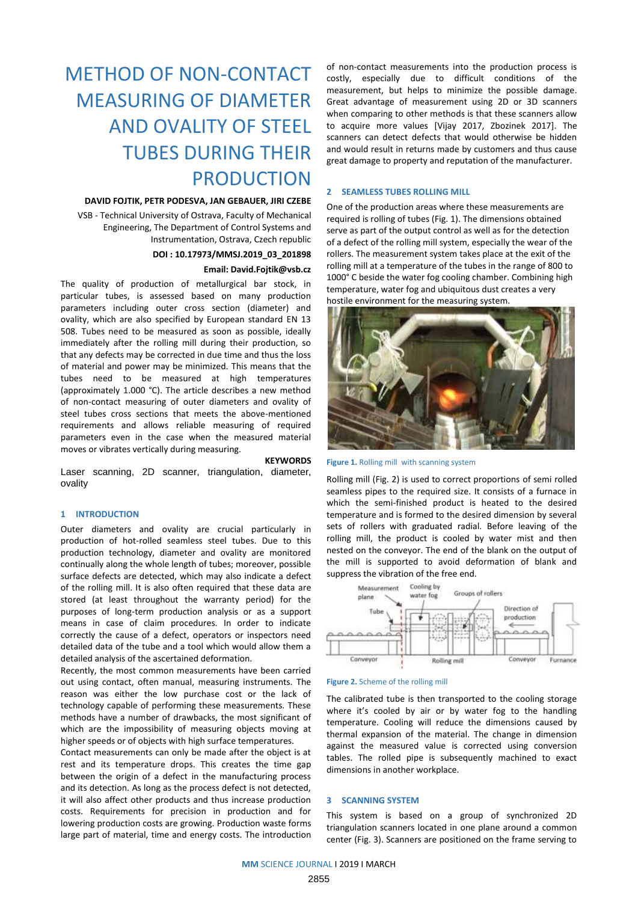# METHOD OF NON-CONTACT MEASURING OF DIAMETER AND OVALITY OF STEEL TUBES DURING THEIR PRODUCTION

**DAVID FOJTIK, PETR PODESVA, JAN GEBAUER, JIRI CZEBE**

VSB - Technical University of Ostrava, Faculty of Mechanical Engineering, The Department of Control Systems and Instrumentation, Ostrava, Czech republic

**DOI : 10.17973/MMSJ.2019_03_201898**

**Email: David.Fojtik@vsb.cz**

The quality of production of metallurgical bar stock, in particular tubes, is assessed based on many production parameters including outer cross section (diameter) and ovality, which are also specified by European standard EN 13 508. Tubes need to be measured as soon as possible, ideally immediately after the rolling mill during their production, so that any defects may be corrected in due time and thus the loss of material and power may be minimized. This means that the tubes need to be measured at high temperatures (approximately 1.000 °C). The article describes a new method of non-contact measuring of outer diameters and ovality of steel tubes cross sections that meets the above-mentioned requirements and allows reliable measuring of required parameters even in the case when the measured material moves or vibrates vertically during measuring.

**KEYWORDS**

Laser scanning, 2D scanner, triangulation, diameter, ovality

## 1 INTRODUCTION

Outer diameters and ovality are crucial particularly in production of hot-rolled seamless steel tubes. Due to this production technology, diameter and ovality are monitored continually along the whole length of tubes; moreover, possible surface defects are detected, which may also indicate a defect of the rolling mill. It is also often required that these data are stored (at least throughout the warranty period) for the purposes of long-term production analysis or as a support means in case of claim procedures. In order to indicate correctly the cause of a defect, operators or inspectors need detailed data of the tube and a tool which would allow them a detailed analysis of the ascertained deformation.

Recently, the most common measurements have been carried out using contact, often manual, measuring instruments. The reason was either the low purchase cost or the lack of technology capable of performing these measurements. These methods have a number of drawbacks, the most significant of which are the impossibility of measuring objects moving at higher speeds or of objects with high surface temperatures.

Contact measurements can only be made after the object is at rest and its temperature drops. This creates the time gap between the origin of a defect in the manufacturing process and its detection. As long as the process defect is not detected, it will also affect other products and thus increase production costs. Requirements for precision in production and for lowering production costs are growing. Production waste forms large part of material, time and energy costs. The introduction of non-contact measurements into the production process is costly, especially due to difficult conditions of the measurement, but helps to minimize the possible damage. Great advantage of measurement using 2D or 3D scanners when comparing to other methods is that these scanners allow to acquire more values [Vijay 2017, Zbozinek 2017]. The scanners can detect defects that would otherwise be hidden and would result in returns made by customers and thus cause great damage to property and reputation of the manufacturer.

## 2 SEAMLESS TUBES ROLLING MILL

One of the production areas where these measurements are required is rolling of tubes (Fig. 1). The dimensions obtained serve as part of the output control as well as for the detection of a defect of the rolling mill system, especially the wear of the rollers. The measurement system takes place at the exit of the rolling mill at a temperature of the tubes in the range of 800 to 1000° C beside the water fog cooling chamber. Combining high temperature, water fog and ubiquitous dust creates a very hostile environment for the measuring system.

Figure 1. Rolling mill with scanning system

Rolling mill (Fig. 2) is used to correct proportions of semi rolled seamless pipes to the required size. It consists of a furnace in which the semi-finished product is heated to the desired temperature and is formed to the desired dimension by several sets of rollers with graduated radial. Before leaving of the rolling mill, the product is cooled by water mist and then nested on the conveyor. The end of the blank on the output of the mill is supported to avoid deformation of blank and suppress the vibration of the free end.

Figure 2. Scheme of the rolling mill

The calibrated tube is then transported to the cooling storage where it's cooled by air or by water fog to the handling temperature. Cooling will reduce the dimensions caused by thermal expansion of the material. The change in dimension against the measured value is corrected using conversion tables. The rolled pipe is subsequently machined to exact dimensions in another workplace.

## 3 SCANNING SYSTEM

This system is based on a group of synchronized 2D triangulation scanners located in one plane around a common center (Fig. 3). Scanners are positioned on the frame serving to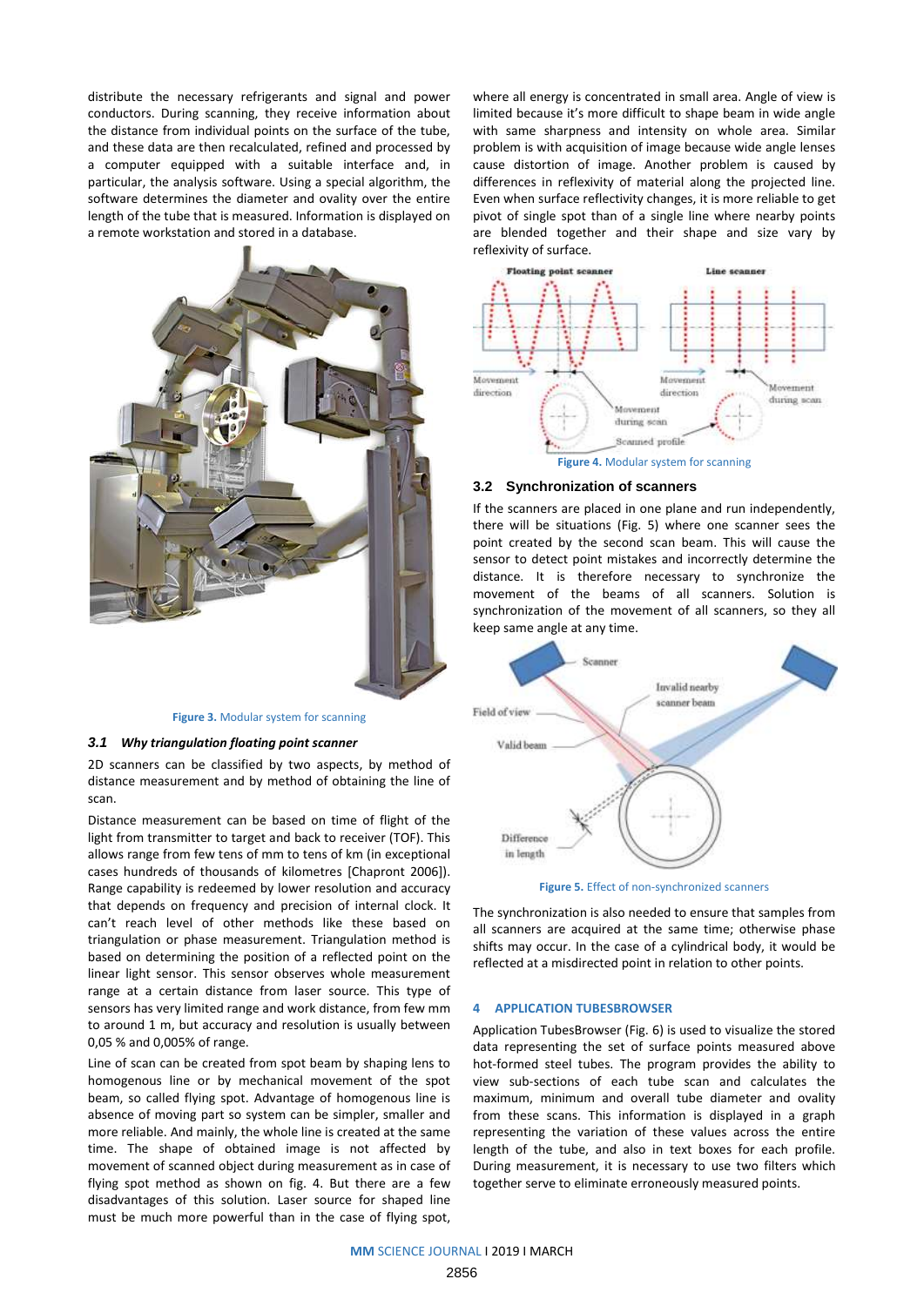distribute the necessary refrigerants and signal and power conductors. During scanning, they receive information about the distance from individual points on the surface of the tube, and these data are then recalculated, refined and processed by a computer equipped with a suitable interface and, in particular, the analysis software. Using a special algorithm, the software determines the diameter and ovality over the entire length of the tube that is measured. Information is displayed on a remote workstation and stored in a database.

Figure 3. Modular system for scanning

### 3.1 Why triangulation floating point scanner

2D scanners can be classified by two aspects, by method of distance measurement and by method of obtaining the line of scan.

Distance measurement can be based on time of flight of the light from transmitter to target and back to receiver (TOF). This allows range from few tens of mm to tens of km (in exceptional cases hundreds of thousands of kilometres [Chapront 2006]). Range capability is redeemed by lower resolution and accuracy that depends on frequency and precision of internal clock. It can't reach level of other methods like these based on triangulation or phase measurement. Triangulation method is based on determining the position of a reflected point on the linear light sensor. This sensor observes whole measurement range at a certain distance from laser source. This type of sensors has very limited range and work distance, from few mm to around 1 m, but accuracy and resolution is usually between 0,05 % and 0,005% of range.

Line of scan can be created from spot beam by shaping lens to homogenous line or by mechanical movement of the spot beam, so called flying spot. Advantage of homogenous line is absence of moving part so system can be simpler, smaller and more reliable. And mainly, the whole line is created at the same time. The shape of obtained image is not affected by movement of scanned object during measurement as in case of flying spot method as shown on fig. 4. But there are a few disadvantages of this solution. Laser source for shaped line must be much more powerful than in the case of flying spot, where all energy is concentrated in small area. Angle of view is limited because it's more difficult to shape beam in wide angle with same sharpness and intensity on whole area. Similar problem is with acquisition of image because wide angle lenses cause distortion of image. Another problem is caused by differences in reflexivity of material along the projected line. Even when surface reflectivity changes, it is more reliable to get pivot of single spot than of a single line where nearby points are blended together and their shape and size vary by reflexivity of surface.

Figure 4. Modular system for scanning

### 3.2 Synchronization of scanners

If the scanners are placed in one plane and run independently, there will be situations (Fig. 5) where one scanner sees the point created by the second scan beam. This will cause the sensor to detect point mistakes and incorrectly determine the distance. It is therefore necessary to synchronize the movement of the beams of all scanners. Solution is synchronization of the movement of all scanners, so they all keep same angle at any time.

Figure 5. Effect of non-synchronized scanners

The synchronization is also needed to ensure that samples from all scanners are acquired at the same time; otherwise phase shifts may occur. In the case of a cylindrical body, it would be reflected at a misdirected point in relation to other points.

## 4 APPLICATION TUBESBROWSER

Application TubesBrowser (Fig. 6) is used to visualize the stored data representing the set of surface points measured above hot-formed steel tubes. The program provides the ability to view sub-sections of each tube scan and calculates the maximum, minimum and overall tube diameter and ovality from these scans. This information is displayed in a graph representing the variation of these values across the entire length of the tube, and also in text boxes for each profile. During measurement, it is necessary to use two filters which together serve to eliminate erroneously measured points.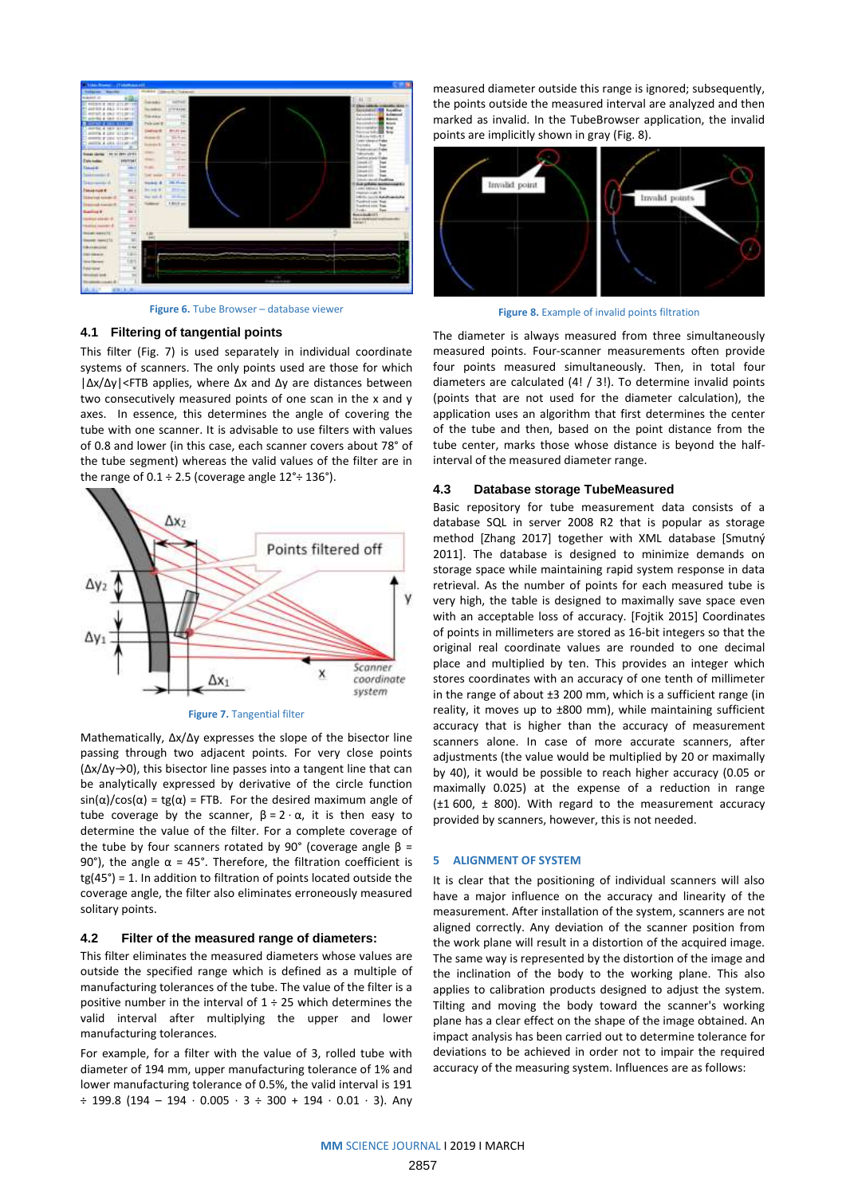Figure 6. Tube Browser – database viewer

### 4.1 Filtering of tangential points

This filter (Fig. 7) is used separately in individual coordinate systems of scanners. The only points used are those for which $|\Delta x/\Delta y|<FTB$ applies, where $\Delta x$ and $\Delta y$ are distances between two consecutively measured points of one scan in the x and y axes. In essence, this determines the angle of covering the tube with one scanner. It is advisable to use filters with values of 0.8 and lower (in this case, each scanner covers about 78° of the tube segment) whereas the valid values of the filter are in the range of 0.1 ÷ 2.5 (coverage angle 12°÷ 136°).

Figure 7. Tangential filter

Mathematically, $\Delta x/\Delta y$ expresses the slope of the bisector line passing through two adjacent points. For very close points ($\Delta x/\Delta y \rightarrow 0$), this bisector line passes into a tangent line that can be analytically expressed by derivative of the circle function $\sin(\alpha)/\cos(\alpha) = tg(\alpha) = FTB$. For the desired maximum angle of tube coverage by the scanner, $\beta = 2 \cdot \alpha$, it is then easy to determine the value of the filter. For a complete coverage of the tube by four scanners rotated by 90° (coverage angle $\beta$ = 90°), the angle $\alpha$ = 45°. Therefore, the filtration coefficient is tg(45°) = 1. In addition to filtration of points located outside the coverage angle, the filter also eliminates erroneously measured solitary points.

### 4.2 Filter of the measured range of diameters:

This filter eliminates the measured diameters whose values are outside the specified range which is defined as a multiple of manufacturing tolerances of the tube. The value of the filter is a positive number in the interval of 1 ÷ 25 which determines the valid interval after multiplying the upper and lower manufacturing tolerances.

For example, for a filter with the value of 3, rolled tube with diameter of 194 mm, upper manufacturing tolerance of 1% and lower manufacturing tolerance of 0.5%, the valid interval is 191 ÷ 199.8 (194 – 194 · 0.005 · 3 ÷ 300 + 194 · 0.01 · 3). Any measured diameter outside this range is ignored; subsequently, the points outside the measured interval are analyzed and then marked as invalid. In the TubeBrowser application, the invalid points are implicitly shown in gray (Fig. 8).

Figure 8. Example of invalid points filtration

The diameter is always measured from three simultaneously measured points. Four-scanner measurements often provide four points measured simultaneously. Then, in total four diameters are calculated (4! / 3!). To determine invalid points (points that are not used for the diameter calculation), the application uses an algorithm that first determines the center of the tube and then, based on the point distance from the tube center, marks those whose distance is beyond the half-interval of the measured diameter range.

### 4.3 Database storage TubeMeasured

Basic repository for tube measurement data consists of a database SQL in server 2008 R2 that is popular as storage method [Zhang 2017] together with XML database [Smutný 2011]. The database is designed to minimize demands on storage space while maintaining rapid system response in data retrieval. As the number of points for each measured tube is very high, the table is designed to maximally save space even with an acceptable loss of accuracy. [Fojtik 2015] Coordinates of points in millimeters are stored as 16-bit integers so that the original real coordinate values are rounded to one decimal place and multiplied by ten. This provides an integer which stores coordinates with an accuracy of one tenth of millimeter in the range of about ±3 200 mm, which is a sufficient range (in reality, it moves up to ±800 mm), while maintaining sufficient accuracy that is higher than the accuracy of measurement scanners alone. In case of more accurate scanners, after adjustments (the value would be multiplied by 20 or maximally by 40), it would be possible to reach higher accuracy (0.05 or maximally 0.025) at the expense of a reduction in range (±1 600, ± 800). With regard to the measurement accuracy provided by scanners, however, this is not needed.

## 5 ALIGNMENT OF SYSTEM

It is clear that the positioning of individual scanners will also have a major influence on the accuracy and linearity of the measurement. After installation of the system, scanners are not aligned correctly. Any deviation of the scanner position from the work plane will result in a distortion of the acquired image. The same way is represented by the distortion of the image and the inclination of the body to the working plane. This also applies to calibration products designed to adjust the system. Tilting and moving the body toward the scanner's working plane has a clear effect on the shape of the image obtained. An impact analysis has been carried out to determine tolerance for deviations to be achieved in order not to impair the required accuracy of the measuring system. Influences are as follows: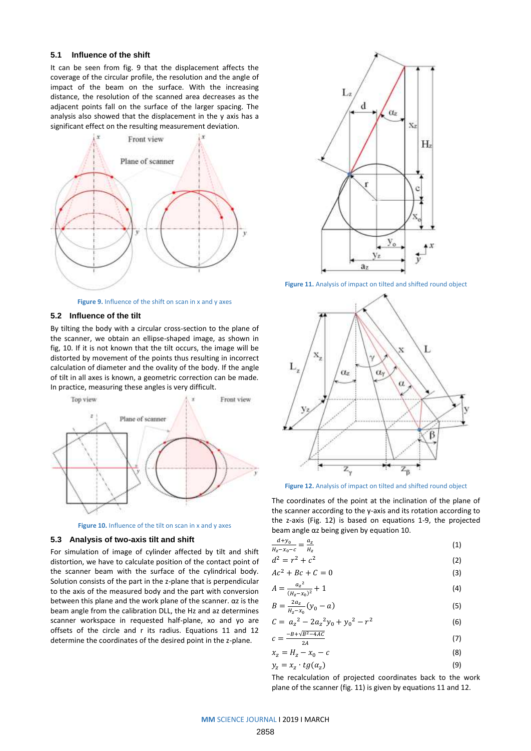### 5.1 Influence of the shift

It can be seen from fig. 9 that the displacement affects the coverage of the circular profile, the resolution and the angle of impact of the beam on the surface. With the increasing distance, the resolution of the scanned area decreases as the adjacent points fall on the surface of the larger spacing. The analysis also showed that the displacement in the y axis has a significant effect on the resulting measurement deviation.

**Figure 9.** Influence of the shift on scan in x and y axes

### 5.2 Influence of the tilt

By tilting the body with a circular cross-section to the plane of the scanner, we obtain an ellipse-shaped image, as shown in fig, 10. If it is not known that the tilt occurs, the image will be distorted by movement of the points thus resulting in incorrect calculation of diameter and the ovality of the body. If the angle of tilt in all axes is known, a geometric correction can be made. In practice, measuring these angles is very difficult.

**Figure 10.** Influence of the tilt on scan in x and y axes

### 5.3 Analysis of two-axis tilt and shift

For simulation of image of cylinder affected by tilt and shift distortion, we have to calculate position of the contact point of the scanner beam with the surface of the cylindrical body. Solution consists of the part in the z-plane that is perpendicular to the axis of the measured body and the part with conversion between this plane and the work plane of the scanner. $\alpha z$ is the beam angle from the calibration DLL, the Hz and az determines scanner workspace in requested half-plane, xo and yo are offsets of the circle and r its radius. Equations 11 and 12 determine the coordinates of the desired point in the z-plane.

**Figure 11.** Analysis of impact on tilted and shifted round object

**Figure 12.** Analysis of impact on tilted and shifted round object

The coordinates of the point at the inclination of the plane of the scanner according to the y-axis and its rotation according to the z-axis (Fig. 12) is based on equations 1-9, the projected beam angle $\alpha z$ being given by equation 10.

$$\frac{d+y_0}{H_z-x_0-c} = \frac{a_z}{H_z} \quad (1)$$

$$d^2 = r^2 + c^2 \quad (2)$$

$$Ac^2 + Bc + C = 0 \quad (3)$$

$$A = \frac{{a_z}^2}{(H_z-x_0)^2} + 1 \quad (4)$$

$$B = \frac{2a_z}{H_z-x_0}(y_0 - a) \quad (5)$$

$$C = {a_z}^2 - 2{a_z}^2 y_0 + {y_0}^2 - r^2 \quad (6)$$

$$c = \frac{-B+\sqrt{B^2-4AC}}{2A} \quad (7)$$

$$x_z = H_z - x_0 - c \quad (8)$$

$$y_z = x_z \cdot tg(\alpha_z) \quad (9)$$

The recalculation of projected coordinates back to the work plane of the scanner (fig. 11) is given by equations 11 and 12.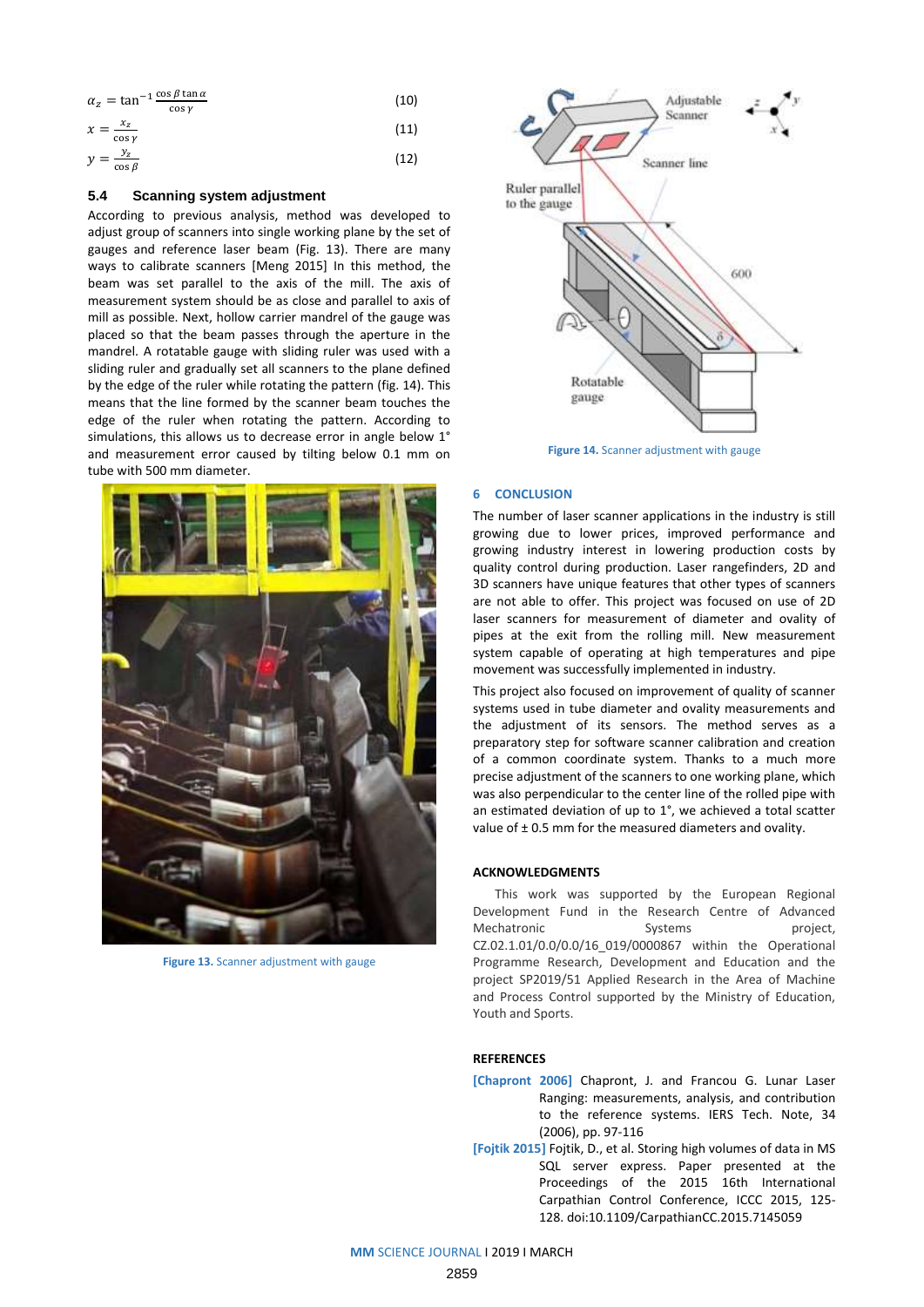$$\alpha_z = \tan^{-1}\frac{\cos\beta\tan\alpha}{\cos\gamma} \quad (10)$$

$$x = \frac{x_z}{\cos\gamma} \quad (11)$$

$$y = \frac{y_z}{\cos\beta} \quad (12)$$

### 5.4 Scanning system adjustment

According to previous analysis, method was developed to adjust group of scanners into single working plane by the set of gauges and reference laser beam (Fig. 13). There are many ways to calibrate scanners [Meng 2015] In this method, the beam was set parallel to the axis of the mill. The axis of measurement system should be as close and parallel to axis of mill as possible. Next, hollow carrier mandrel of the gauge was placed so that the beam passes through the aperture in the mandrel. A rotatable gauge with sliding ruler was used with a sliding ruler and gradually set all scanners to the plane defined by the edge of the ruler while rotating the pattern (fig. 14). This means that the line formed by the scanner beam touches the edge of the ruler when rotating the pattern. According to simulations, this allows us to decrease error in angle below 1° and measurement error caused by tilting below 0.1 mm on tube with 500 mm diameter.

**Figure 13.** Scanner adjustment with gauge

**Figure 14.** Scanner adjustment with gauge

## 6 CONCLUSION

The number of laser scanner applications in the industry is still growing due to lower prices, improved performance and growing industry interest in lowering production costs by quality control during production. Laser rangefinders, 2D and 3D scanners have unique features that other types of scanners are not able to offer. This project was focused on use of 2D laser scanners for measurement of diameter and ovality of pipes at the exit from the rolling mill. New measurement system capable of operating at high temperatures and pipe movement was successfully implemented in industry.

This project also focused on improvement of quality of scanner systems used in tube diameter and ovality measurements and the adjustment of its sensors. The method serves as a preparatory step for software scanner calibration and creation of a common coordinate system. Thanks to a much more precise adjustment of the scanners to one working plane, which was also perpendicular to the center line of the rolled pipe with an estimated deviation of up to 1°, we achieved a total scatter value of ± 0.5 mm for the measured diameters and ovality.

### ACKNOWLEDGMENTS

This work was supported by the European Regional Development Fund in the Research Centre of Advanced Mechatronic Systems project, CZ.02.1.01/0.0/0.0/16_019/0000867 within the Operational Programme Research, Development and Education and the project SP2019/51 Applied Research in the Area of Machine and Process Control supported by the Ministry of Education, Youth and Sports.

### REFERENCES

**[Chapront 2006]** Chapront, J. and Francou G. Lunar Laser Ranging: measurements, analysis, and contribution to the reference systems. IERS Tech. Note, 34 (2006), pp. 97-116

**[Fojtik 2015]** Fojtik, D., et al. Storing high volumes of data in MS SQL server express. Paper presented at the Proceedings of the 2015 16th International Carpathian Control Conference, ICCC 2015, 125-128. doi:10.1109/CarpathianCC.2015.7145059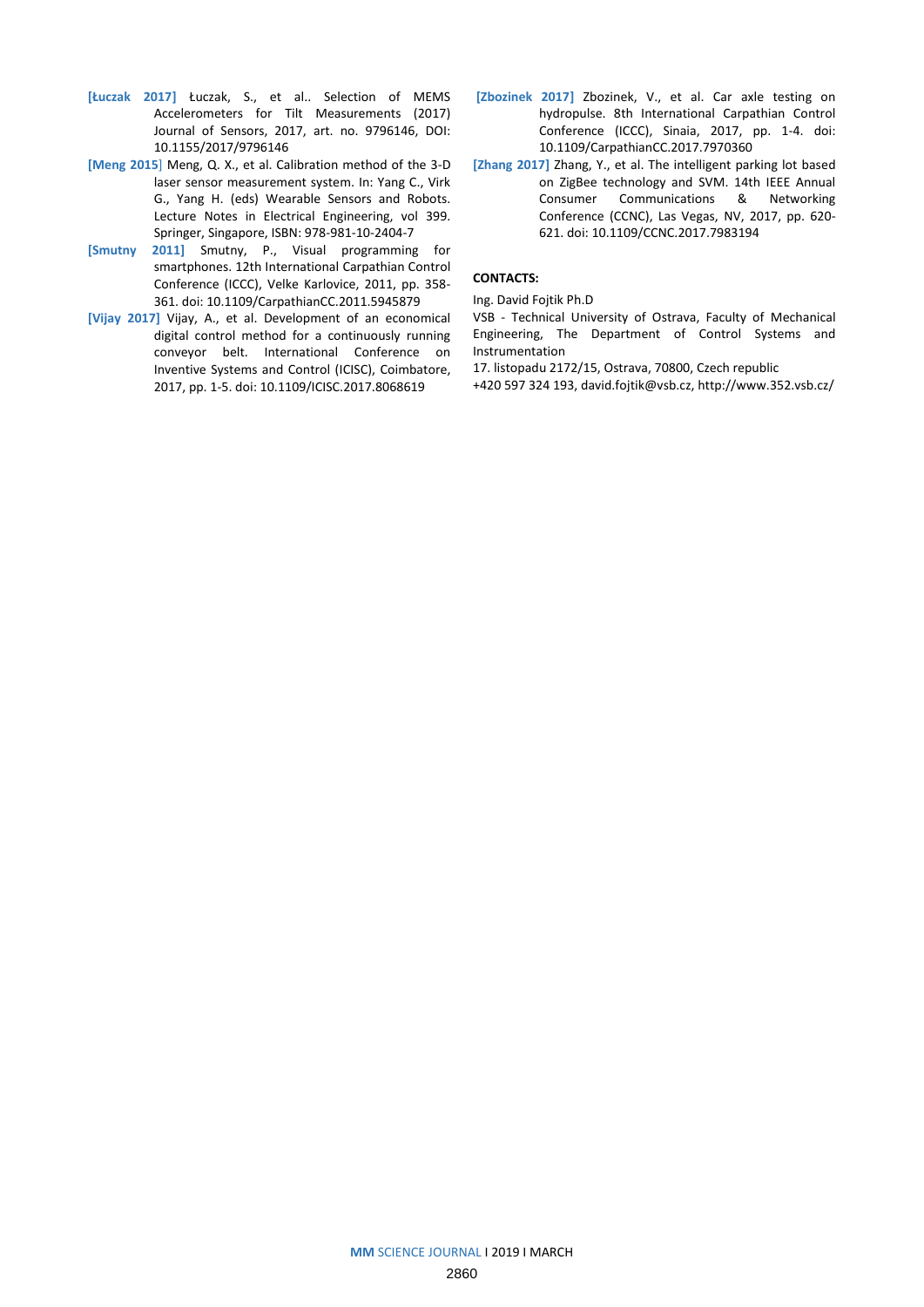[Łuczak 2017] Łuczak, S., et al.. Selection of MEMS Accelerometers for Tilt Measurements (2017) Journal of Sensors, 2017, art. no. 9796146, DOI: 10.1155/2017/9796146

[Meng 2015] Meng, Q. X., et al. Calibration method of the 3-D laser sensor measurement system. In: Yang C., Virk G., Yang H. (eds) Wearable Sensors and Robots. Lecture Notes in Electrical Engineering, vol 399. Springer, Singapore, ISBN: 978-981-10-2404-7

[Smutny 2011] Smutny, P., Visual programming for smartphones. 12th International Carpathian Control Conference (ICCC), Velke Karlovice, 2011, pp. 358-361. doi: 10.1109/CarpathianCC.2011.5945879

[Vijay 2017] Vijay, A., et al. Development of an economical digital control method for a continuously running conveyor belt. International Conference on Inventive Systems and Control (ICISC), Coimbatore, 2017, pp. 1-5. doi: 10.1109/ICISC.2017.8068619

[Zbozinek 2017] Zbozinek, V., et al. Car axle testing on hydropulse. 8th International Carpathian Control Conference (ICCC), Sinaia, 2017, pp. 1-4. doi: 10.1109/CarpathianCC.2017.7970360

[Zhang 2017] Zhang, Y., et al. The intelligent parking lot based on ZigBee technology and SVM. 14th IEEE Annual Consumer Communications & Networking Conference (CCNC), Las Vegas, NV, 2017, pp. 620-621. doi: 10.1109/CCNC.2017.7983194

**CONTACTS:**

Ing. David Fojtik Ph.D

VSB - Technical University of Ostrava, Faculty of Mechanical Engineering, The Department of Control Systems and Instrumentation

17. listopadu 2172/15, Ostrava, 70800, Czech republic

+420 597 324 193, david.fojtik@vsb.cz, http://www.352.vsb.cz/